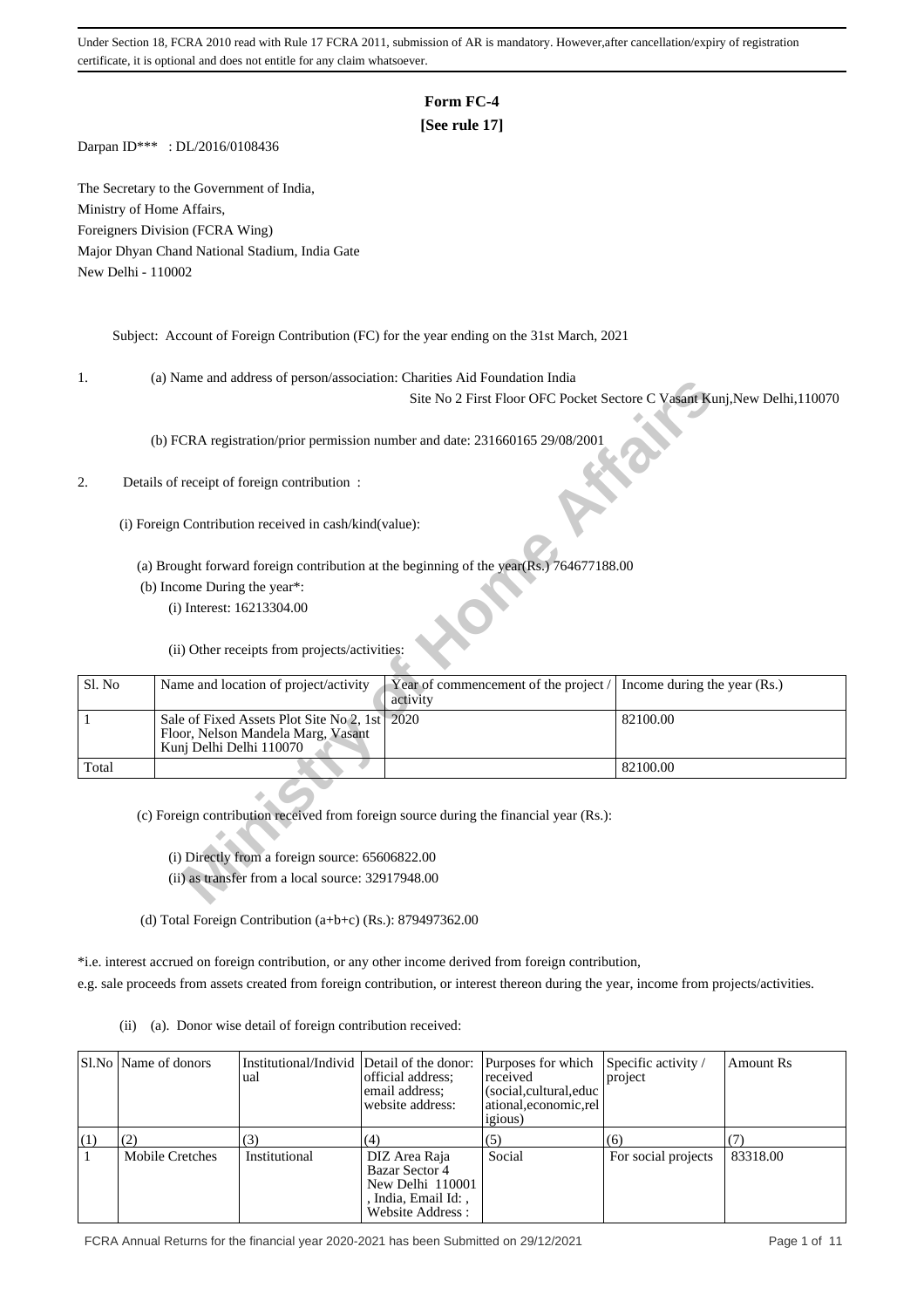Under Section 18, FCRA 2010 read with Rule 17 FCRA 2011, submission of AR is mandatory. However,after cancellation/expiry of registration certificate, it is optional and does not entitle for any claim whatsoever.

# Form FC-4

**[See rule 17]**

Darpan ID*** : DL/2016/0108436

The Secretary to the Government of India,
Ministry of Home Affairs,
Foreigners Division (FCRA Wing)
Major Dhyan Chand National Stadium, India Gate
New Delhi - 110002

Subject: Account of Foreign Contribution (FC) for the year ending on the 31st March, 2021

1. (a) Name and address of person/association: Charities Aid Foundation India
Site No 2 First Floor OFC Pocket Sectore C Vasant Kunj,New Delhi,110070

(b) FCRA registration/prior permission number and date: 231660165 29/08/2001

2. Details of receipt of foreign contribution :

(i) Foreign Contribution received in cash/kind(value):

(a) Brought forward foreign contribution at the beginning of the year(Rs.) 764677188.00

(b) Income During the year*:

(i) Interest: 16213304.00

(ii) Other receipts from projects/activities:

| Sl. No | Name and location of project/activity | Year of commencement of the project / activity | Income during the year (Rs.) |
|---|---|---|---|
| 1 | Sale of Fixed Assets Plot Site No 2, 1st Floor, Nelson Mandela Marg, Vasant Kunj Delhi Delhi 110070 | 2020 | 82100.00 |
| Total | | | 82100.00 |

(c) Foreign contribution received from foreign source during the financial year (Rs.):

(i) Directly from a foreign source: 65606822.00

(ii) as transfer from a local source: 32917948.00

(d) Total Foreign Contribution (a+b+c) (Rs.): 879497362.00

*i.e. interest accrued on foreign contribution, or any other income derived from foreign contribution, e.g. sale proceeds from assets created from foreign contribution, or interest thereon during the year, income from projects/activities.

(ii) (a). Donor wise detail of foreign contribution received:

| Sl.No | Name of donors | Institutional/Individual | Detail of the donor: official address; email address; website address: | Purposes for which received (social,cultural,educational,economic,religious) | Specific activity / project | Amount Rs |
|---|---|---|---|---|---|---|
| (1) | (2) | (3) | (4) | (5) | (6) | (7) |
| 1 | Mobile Cretches | Institutional | DIZ Area Raja Bazar Sector 4 New Delhi 110001 , India, Email Id: , Website Address : | Social | For social projects | 83318.00 |

FCRA Annual Returns for the financial year 2020-2021 has been Submitted on 29/12/2021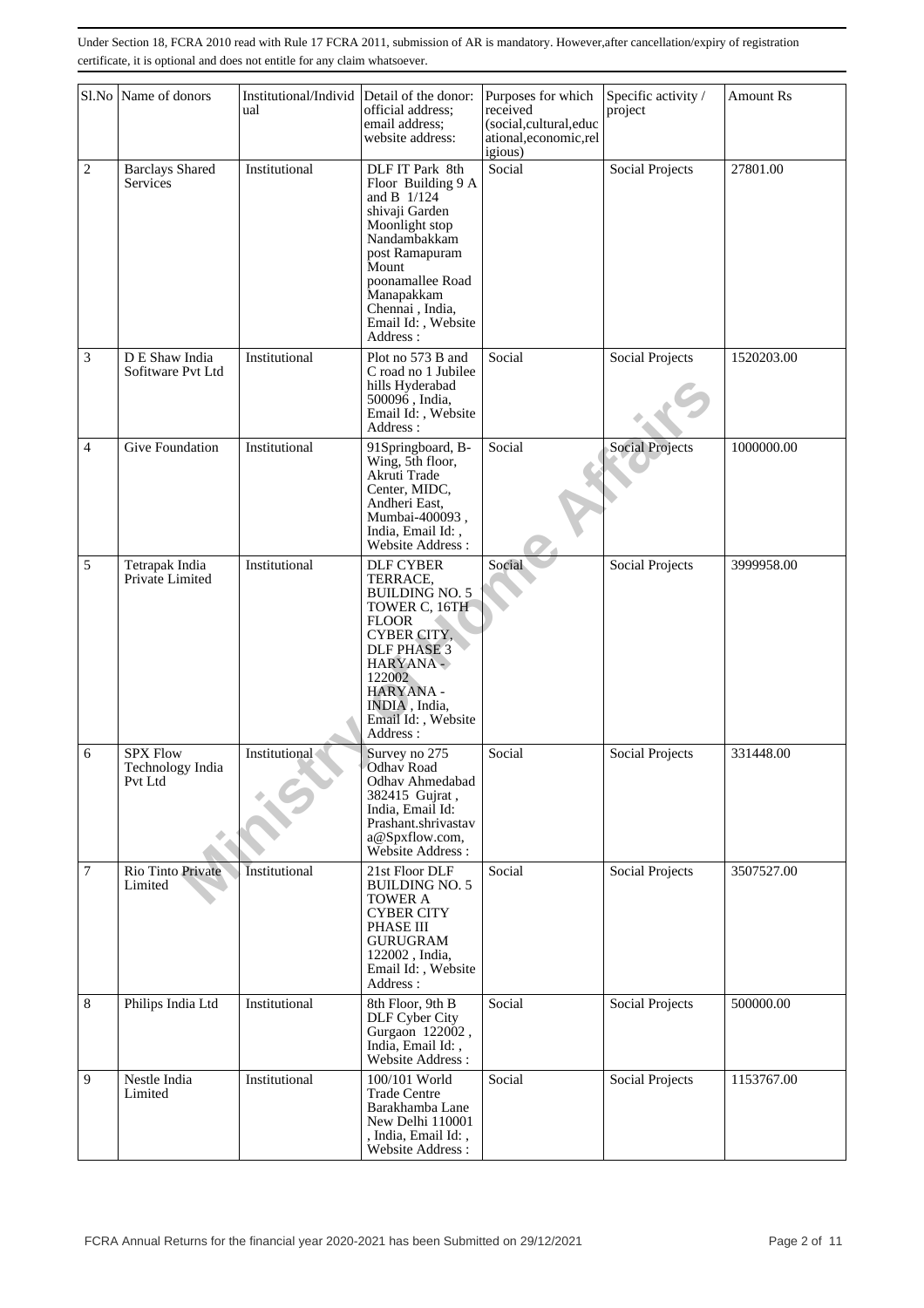Under Section 18, FCRA 2010 read with Rule 17 FCRA 2011, submission of AR is mandatory. However,after cancellation/expiry of registration certificate, it is optional and does not entitle for any claim whatsoever.

| Sl.No | Name of donors | Institutional/Individual | Detail of the donor: official address; email address; website address: | Purposes for which received (social,cultural,educational,economic,religious) | Specific activity / project | Amount Rs |
|---|---|---|---|---|---|---|
| 2 | Barclays Shared Services | Institutional | DLF IT Park 8th Floor Building 9 A and B 1/124 shivaji Garden Moonlight stop Nandambakkam post Ramapuram Mount poonamallee Road Manapakkam Chennai , India, Email Id: , Website Address : | Social | Social Projects | 27801.00 |
| 3 | D E Shaw India Sofitware Pvt Ltd | Institutional | Plot no 573 B and C road no 1 Jubilee hills Hyderabad 500096 , India, Email Id: , Website Address : | Social | Social Projects | 1520203.00 |
| 4 | Give Foundation | Institutional | 91Springboard, B-Wing, 5th floor, Akruti Trade Center, MIDC, Andheri East, Mumbai-400093 , India, Email Id: , Website Address : | Social | Social Projects | 1000000.00 |
| 5 | Tetrapak India Private Limited | Institutional | DLF CYBER TERRACE, BUILDING NO. 5 TOWER C, 16TH FLOOR CYBER CITY, DLF PHASE 3 HARYANA - 122002 HARYANA - INDIA , India, Email Id: , Website Address : | Social | Social Projects | 3999958.00 |
| 6 | SPX Flow Technology India Pvt Ltd | Institutional | Survey no 275 Odhav Road Odhav Ahmedabad 382415 Gujrat , India, Email Id: Prashant.shrivastava@Spxflow.com, Website Address : | Social | Social Projects | 331448.00 |
| 7 | Rio Tinto Private Limited | Institutional | 21st Floor DLF BUILDING NO. 5 TOWER A CYBER CITY PHASE III GURUGRAM 122002 , India, Email Id: , Website Address : | Social | Social Projects | 3507527.00 |
| 8 | Philips India Ltd | Institutional | 8th Floor, 9th B DLF Cyber City Gurgaon 122002 , India, Email Id: , Website Address : | Social | Social Projects | 500000.00 |
| 9 | Nestle India Limited | Institutional | 100/101 World Trade Centre Barakhamba Lane New Delhi 110001 , India, Email Id: , Website Address : | Social | Social Projects | 1153767.00 |

FCRA Annual Returns for the financial year 2020-2021 has been Submitted on 29/12/2021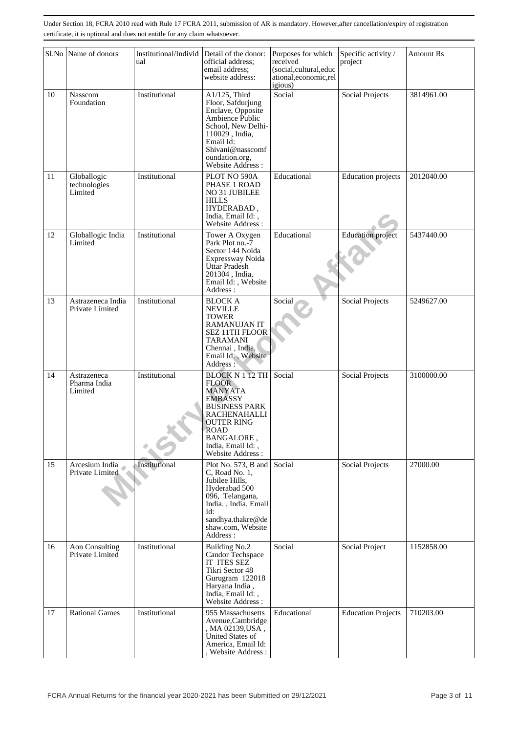Under Section 18, FCRA 2010 read with Rule 17 FCRA 2011, submission of AR is mandatory. However,after cancellation/expiry of registration certificate, it is optional and does not entitle for any claim whatsoever.

| Sl.No | Name of donors | Institutional/Individual | Detail of the donor: official address; email address; website address: | Purposes for which received (social,cultural,educational,economic,religious) | Specific activity / project | Amount Rs |
|---|---|---|---|---|---|---|
| 10 | Nasscom Foundation | Institutional | A1/125, Third Floor, Safdurjung Enclave, Opposite Ambience Public School, New Delhi-110029 , India, Email Id: Shivani@nasscomfoundation.org, Website Address : | Social | Social Projects | 3814961.00 |
| 11 | Globallogic technologies Limited | Institutional | PLOT NO 590A PHASE 1 ROAD NO 31 JUBILEE HILLS HYDERABAD , India, Email Id: , Website Address : | Educational | Education projects | 2012040.00 |
| 12 | Globallogic India Limited | Institutional | Tower A Oxygen Park Plot no.-7 Sector 144 Noida Expressway Noida Uttar Pradesh 201304 , India, Email Id: , Website Address : | Educational | Education project | 5437440.00 |
| 13 | Astrazeneca India Private Limited | Institutional | BLOCK A NEVILLE TOWER RAMANUJAN IT SEZ 11TH FLOOR TARAMANI Chennai , India, Email Id: , Website Address : | Social | Social Projects | 5249627.00 |
| 14 | Astrazeneca Pharma India Limited | Institutional | BLOCK N 1 12 TH FLOOR MANYATA EMBASSY BUSINESS PARK RACHENAHALLI OUTER RING ROAD BANGALORE , India, Email Id: , Website Address : | Social | Social Projects | 3100000.00 |
| 15 | Arcesium India Private Limited | Institutional | Plot No. 573, B and C, Road No. 1, Jubilee Hills, Hyderabad 500 096, Telangana, India. , India, Email Id: sandhya.thakre@deshaw.com, Website Address : | Social | Social Projects | 27000.00 |
| 16 | Aon Consulting Private Limited | Institutional | Building No.2 Candor Techspace IT ITES SEZ Tikri Sector 48 Gurugram 122018 Haryana India , India, Email Id: , Website Address : | Social | Social Project | 1152858.00 |
| 17 | Rational Games | Institutional | 955 Massachusetts Avenue,Cambridge , MA 02139,USA , United States of America, Email Id: , Website Address : | Educational | Education Projects | 710203.00 |

FCRA Annual Returns for the financial year 2020-2021 has been Submitted on 29/12/2021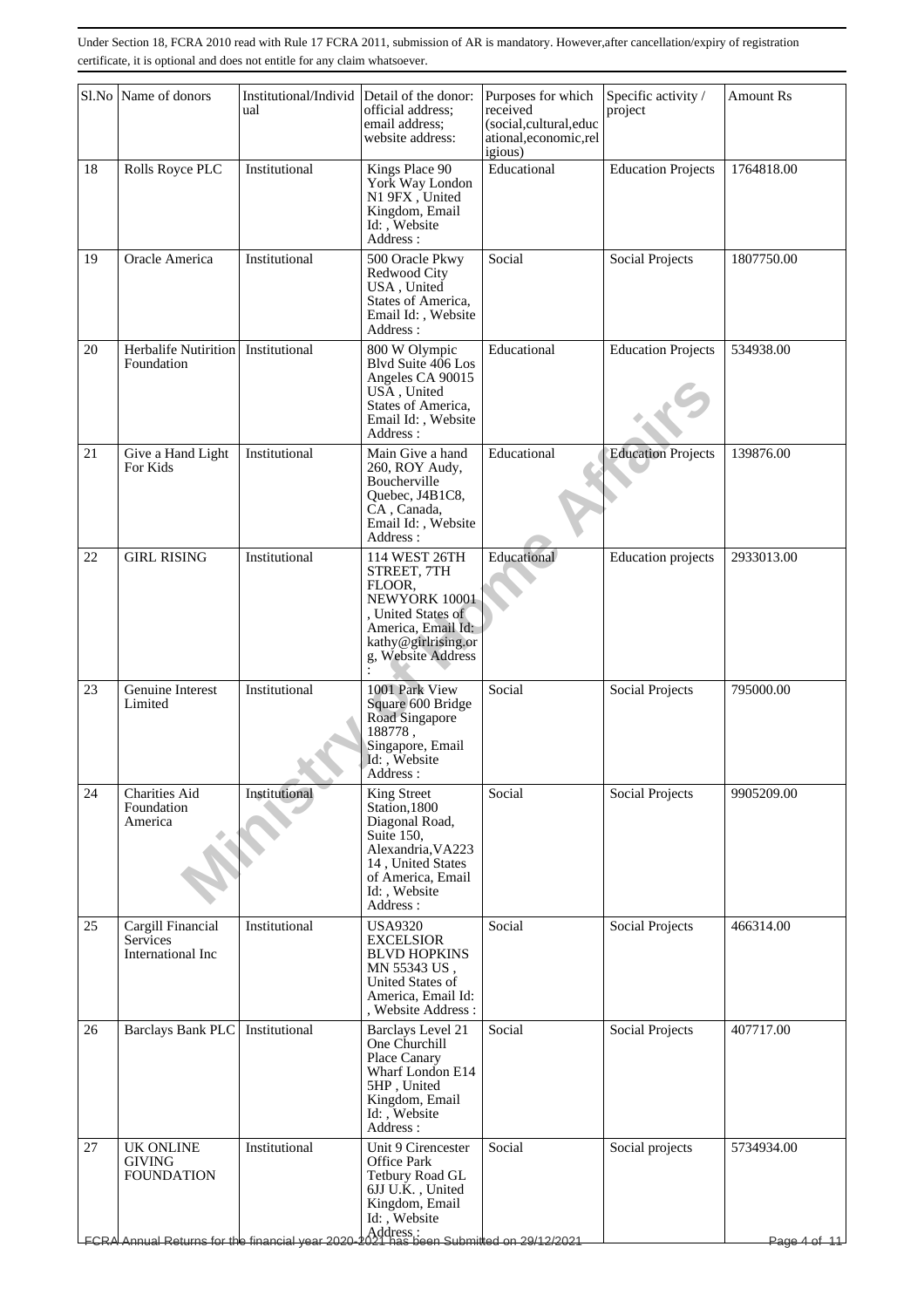Under Section 18, FCRA 2010 read with Rule 17 FCRA 2011, submission of AR is mandatory. However,after cancellation/expiry of registration certificate, it is optional and does not entitle for any claim whatsoever.

| Sl.No | Name of donors | Institutional/Individual | Detail of the donor: official address; email address; website address: | Purposes for which received (social,cultural,educational,economic,religious) | Specific activity / project | Amount Rs |
|---|---|---|---|---|---|---|
| 18 | Rolls Royce PLC | Institutional | Kings Place 90 York Way London N1 9FX , United Kingdom, Email Id: , Website Address : | Educational | Education Projects | 1764818.00 |
| 19 | Oracle America | Institutional | 500 Oracle Pkwy Redwood City USA , United States of America, Email Id: , Website Address : | Social | Social Projects | 1807750.00 |
| 20 | Herbalife Nutirition Foundation | Institutional | 800 W Olympic Blvd Suite 406 Los Angeles CA 90015 USA , United States of America, Email Id: , Website Address : | Educational | Education Projects | 534938.00 |
| 21 | Give a Hand Light For Kids | Institutional | Main Give a hand 260, ROY Audy, Boucherville Quebec, J4B1C8, CA , Canada, Email Id: , Website Address : | Educational | Education Projects | 139876.00 |
| 22 | GIRL RISING | Institutional | 114 WEST 26TH STREET, 7TH FLOOR, NEWYORK 10001 , United States of America, Email Id: kathy@girlrising.org, Website Address : | Educational | Education projects | 2933013.00 |
| 23 | Genuine Interest Limited | Institutional | 1001 Park View Square 600 Bridge Road Singapore 188778 , Singapore, Email Id: , Website Address : | Social | Social Projects | 795000.00 |
| 24 | Charities Aid Foundation America | Institutional | King Street Station,1800 Diagonal Road, Suite 150, Alexandria,VA22314 , United States of America, Email Id: , Website Address : | Social | Social Projects | 9905209.00 |
| 25 | Cargill Financial Services International Inc | Institutional | USA9320 EXCELSIOR BLVD HOPKINS MN 55343 US , United States of America, Email Id: , Website Address : | Social | Social Projects | 466314.00 |
| 26 | Barclays Bank PLC | Institutional | Barclays Level 21 One Churchill Place Canary Wharf London E14 5HP , United Kingdom, Email Id: , Website Address : | Social | Social Projects | 407717.00 |
| 27 | UK ONLINE GIVING FOUNDATION | Institutional | Unit 9 Cirencester Office Park Tetbury Road GL 6JJ U.K. , United Kingdom, Email Id: , Website Address : | Social | Social projects | 5734934.00 |

FCRA Annual Returns for the financial year 2020-2021 has been Submitted on 29/12/2021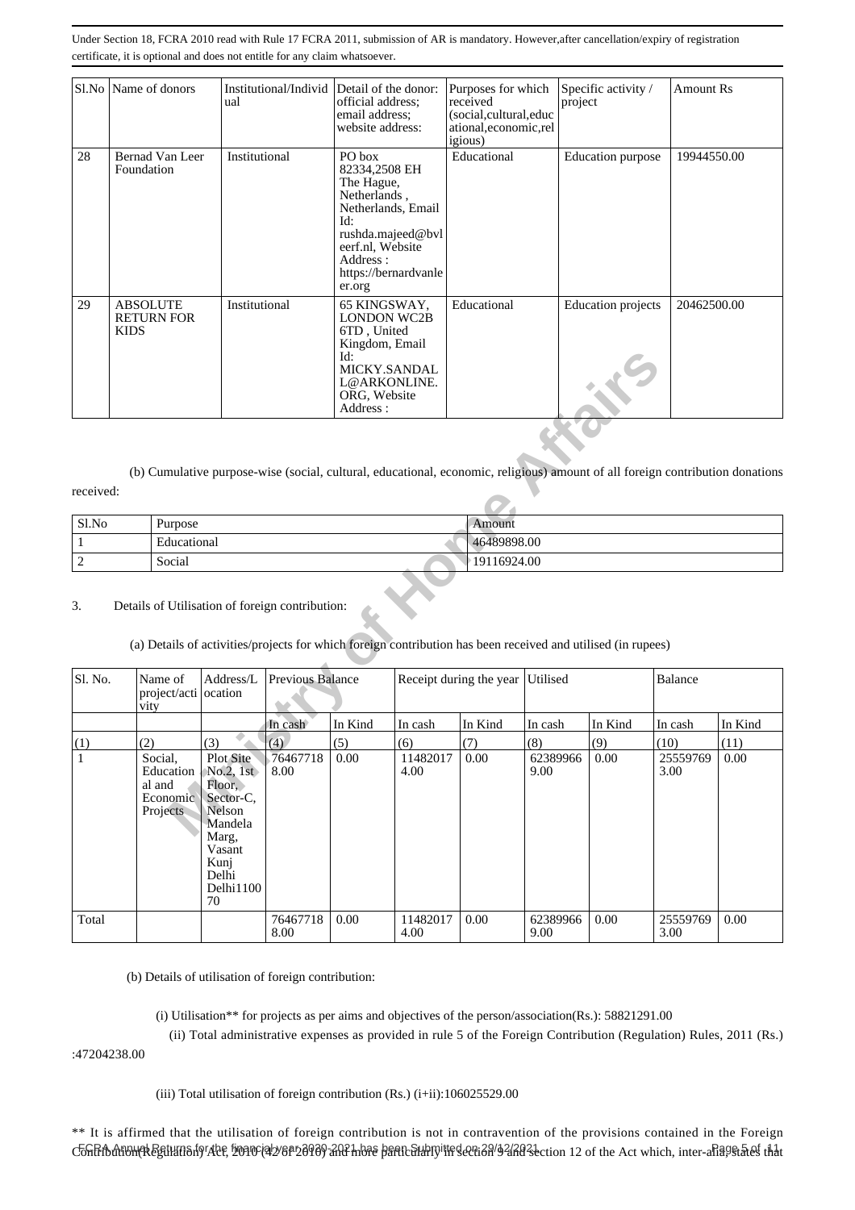Under Section 18, FCRA 2010 read with Rule 17 FCRA 2011, submission of AR is mandatory. However,after cancellation/expiry of registration certificate, it is optional and does not entitle for any claim whatsoever.

| Sl.No | Name of donors | Institutional/Individual | Detail of the donor: official address; email address; website address: | Purposes for which received (social,cultural,educational,economic,religious) | Specific activity / project | Amount Rs |
|---|---|---|---|---|---|---|
| 28 | Bernad Van Leer Foundation | Institutional | PO box 82334,2508 EH The Hague, Netherlands , Netherlands, Email Id: rushda.majeed@bvleerf.nl, Website Address : https://bernardvanleer.org | Educational | Education purpose | 19944550.00 |
| 29 | ABSOLUTE RETURN FOR KIDS | Institutional | 65 KINGSWAY, LONDON WC2B 6TD , United Kingdom, Email Id: MICKY.SANDALL@ARKONLINE.ORG, Website Address : | Educational | Education projects | 20462500.00 |

(b) Cumulative purpose-wise (social, cultural, educational, economic, religious) amount of all foreign contribution donations received:

| Sl.No | Purpose | Amount |
|---|---|---|
| 1 | Educational | 46489898.00 |
| 2 | Social | 19116924.00 |

3. Details of Utilisation of foreign contribution:

(a) Details of activities/projects for which foreign contribution has been received and utilised (in rupees)

| Sl. No. | Name of project/activity | Address/Location | Previous Balance | | Receipt during the year | | Utilised | | Balance | |
|---|---|---|---|---|---|---|---|---|---|---|
| | | | In cash | In Kind | In cash | In Kind | In cash | In Kind | In cash | In Kind |
| (1) | (2) | (3) | (4) | (5) | (6) | (7) | (8) | (9) | (10) | (11) |
| 1 | Social, Educational and Economic Projects | Plot Site No.2, 1st Floor, Sector-C, Nelson Mandela Marg, Vasant Kunj Delhi Delhi110070 | 764677188.00 | 0.00 | 114820174.00 | 0.00 | 623899669.00 | 0.00 | 255597693.00 | 0.00 |
| Total | | | 764677188.00 | 0.00 | 114820174.00 | 0.00 | 623899669.00 | 0.00 | 255597693.00 | 0.00 |

(b) Details of utilisation of foreign contribution:

(i) Utilisation** for projects as per aims and objectives of the person/association(Rs.): 58821291.00

(ii) Total administrative expenses as provided in rule 5 of the Foreign Contribution (Regulation) Rules, 2011 (Rs.) :47204238.00

(iii) Total utilisation of foreign contribution (Rs.) (i+ii):106025529.00

** It is affirmed that the utilisation of foreign contribution is not in contravention of the provisions contained in the Foreign Contribution(Regulation) Act, 2010 (42 of 2010) and more particularly in section 9 and section 12 of the Act which, inter-alia, states that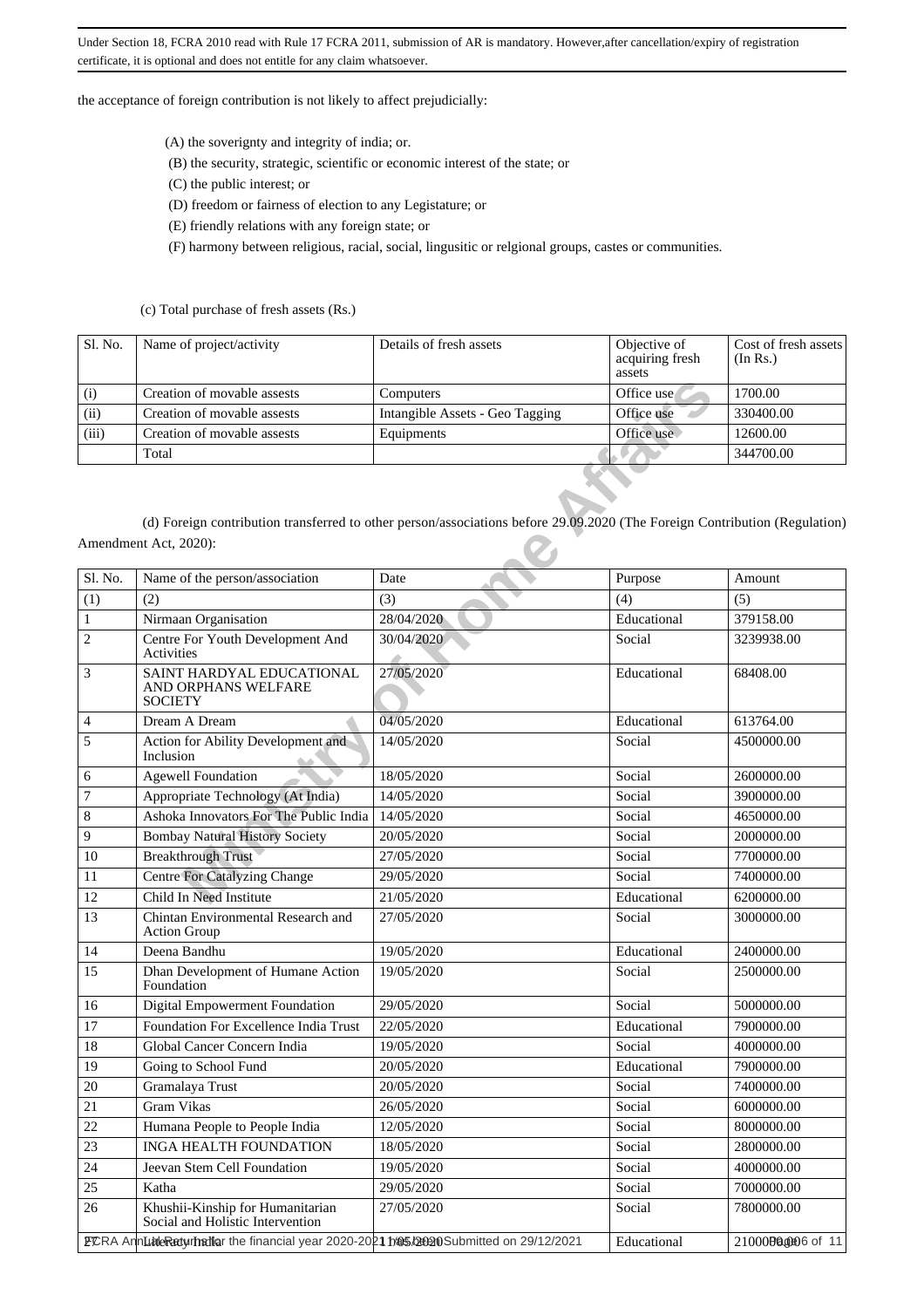the acceptance of foreign contribution is not likely to affect prejudicially:

(A) the soverignty and integrity of india; or.

(B) the security, strategic, scientific or economic interest of the state; or

(C) the public interest; or

(D) freedom or fairness of election to any Legistature; or

(E) friendly relations with any foreign state; or

(F) harmony between religious, racial, social, lingusitic or relgional groups, castes or communities.

(c) Total purchase of fresh assets (Rs.)

| Sl. No. | Name of project/activity | Details of fresh assets | Objective of acquiring fresh assets | Cost of fresh assets (In Rs.) |
|---|---|---|---|---|
| (i) | Creation of movable assests | Computers | Office use | 1700.00 |
| (ii) | Creation of movable assests | Intangible Assets - Geo Tagging | Office use | 330400.00 |
| (iii) | Creation of movable assests | Equipments | Office use | 12600.00 |
| | Total | | | 344700.00 |

(d) Foreign contribution transferred to other person/associations before 29.09.2020 (The Foreign Contribution (Regulation) Amendment Act, 2020):

| Sl. No. | Name of the person/association | Date | Purpose | Amount |
|---|---|---|---|---|
| (1) | (2) | (3) | (4) | (5) |
| 1 | Nirmaan Organisation | 28/04/2020 | Educational | 379158.00 |
| 2 | Centre For Youth Development And Activities | 30/04/2020 | Social | 3239938.00 |
| 3 | SAINT HARDYAL EDUCATIONAL AND ORPHANS WELFARE SOCIETY | 27/05/2020 | Educational | 68408.00 |
| 4 | Dream A Dream | 04/05/2020 | Educational | 613764.00 |
| 5 | Action for Ability Development and Inclusion | 14/05/2020 | Social | 4500000.00 |
| 6 | Agewell Foundation | 18/05/2020 | Social | 2600000.00 |
| 7 | Appropriate Technology (At India) | 14/05/2020 | Social | 3900000.00 |
| 8 | Ashoka Innovators For The Public India | 14/05/2020 | Social | 4650000.00 |
| 9 | Bombay Natural History Society | 20/05/2020 | Social | 2000000.00 |
| 10 | Breakthrough Trust | 27/05/2020 | Social | 7700000.00 |
| 11 | Centre For Catalyzing Change | 29/05/2020 | Social | 7400000.00 |
| 12 | Child In Need Institute | 21/05/2020 | Educational | 6200000.00 |
| 13 | Chintan Environmental Research and Action Group | 27/05/2020 | Social | 3000000.00 |
| 14 | Deena Bandhu | 19/05/2020 | Educational | 2400000.00 |
| 15 | Dhan Development of Humane Action Foundation | 19/05/2020 | Social | 2500000.00 |
| 16 | Digital Empowerment Foundation | 29/05/2020 | Social | 5000000.00 |
| 17 | Foundation For Excellence India Trust | 22/05/2020 | Educational | 7900000.00 |
| 18 | Global Cancer Concern India | 19/05/2020 | Social | 4000000.00 |
| 19 | Going to School Fund | 20/05/2020 | Educational | 7900000.00 |
| 20 | Gramalaya Trust | 20/05/2020 | Social | 7400000.00 |
| 21 | Gram Vikas | 26/05/2020 | Social | 6000000.00 |
| 22 | Humana People to People India | 12/05/2020 | Social | 8000000.00 |
| 23 | INGA HEALTH FOUNDATION | 18/05/2020 | Social | 2800000.00 |
| 24 | Jeevan Stem Cell Foundation | 19/05/2020 | Social | 4000000.00 |
| 25 | Katha | 29/05/2020 | Social | 7000000.00 |
| 26 | Khushii-Kinship for Humanitarian Social and Holistic Intervention | 27/05/2020 | Social | 7800000.00 |
| 27 | Literacy India | 11/05/2020 | Educational | 2100000.00 |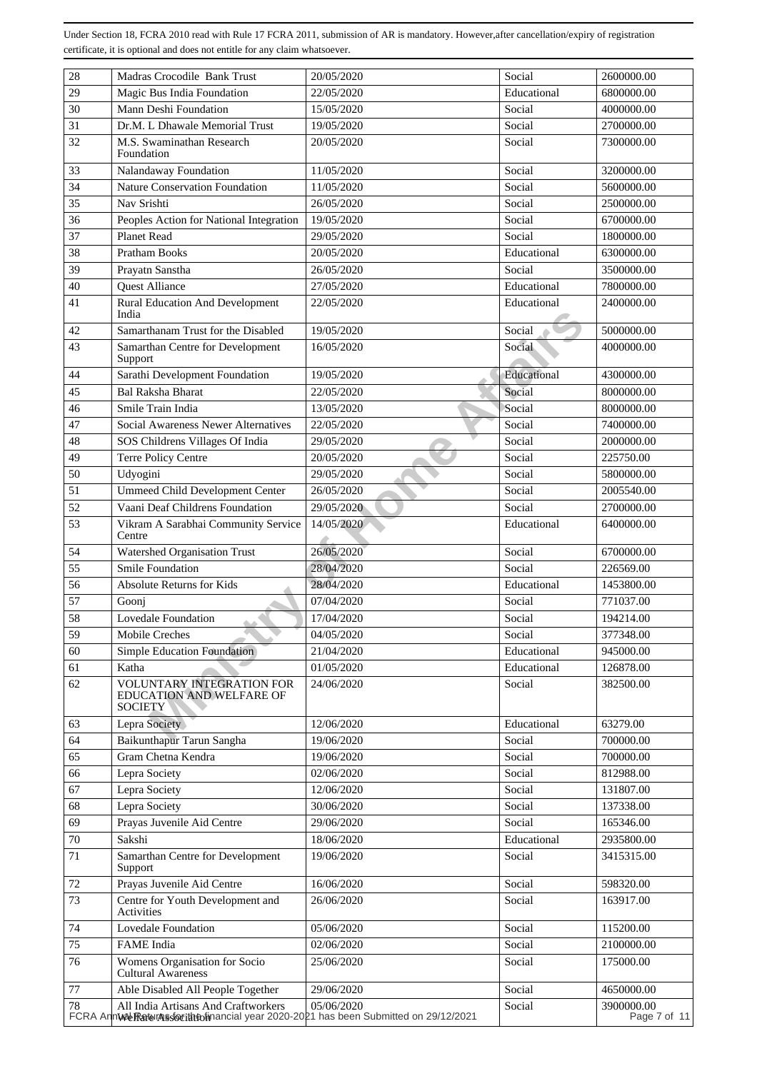Under Section 18, FCRA 2010 read with Rule 17 FCRA 2011, submission of AR is mandatory. However,after cancellation/expiry of registration certificate, it is optional and does not entitle for any claim whatsoever.

| | | | | |
|---|---|---|---|---|
| 28 | Madras Crocodile Bank Trust | 20/05/2020 | Social | 2600000.00 |
| 29 | Magic Bus India Foundation | 22/05/2020 | Educational | 6800000.00 |
| 30 | Mann Deshi Foundation | 15/05/2020 | Social | 4000000.00 |
| 31 | Dr.M. L Dhawale Memorial Trust | 19/05/2020 | Social | 2700000.00 |
| 32 | M.S. Swaminathan Research Foundation | 20/05/2020 | Social | 7300000.00 |
| 33 | Nalandaway Foundation | 11/05/2020 | Social | 3200000.00 |
| 34 | Nature Conservation Foundation | 11/05/2020 | Social | 5600000.00 |
| 35 | Nav Srishti | 26/05/2020 | Social | 2500000.00 |
| 36 | Peoples Action for National Integration | 19/05/2020 | Social | 6700000.00 |
| 37 | Planet Read | 29/05/2020 | Social | 1800000.00 |
| 38 | Pratham Books | 20/05/2020 | Educational | 6300000.00 |
| 39 | Prayatn Sanstha | 26/05/2020 | Social | 3500000.00 |
| 40 | Quest Alliance | 27/05/2020 | Educational | 7800000.00 |
| 41 | Rural Education And Development India | 22/05/2020 | Educational | 2400000.00 |
| 42 | Samarthanam Trust for the Disabled | 19/05/2020 | Social | 5000000.00 |
| 43 | Samarthan Centre for Development Support | 16/05/2020 | Social | 4000000.00 |
| 44 | Sarathi Development Foundation | 19/05/2020 | Educational | 4300000.00 |
| 45 | Bal Raksha Bharat | 22/05/2020 | Social | 8000000.00 |
| 46 | Smile Train India | 13/05/2020 | Social | 8000000.00 |
| 47 | Social Awareness Newer Alternatives | 22/05/2020 | Social | 7400000.00 |
| 48 | SOS Childrens Villages Of India | 29/05/2020 | Social | 2000000.00 |
| 49 | Terre Policy Centre | 20/05/2020 | Social | 225750.00 |
| 50 | Udyogini | 29/05/2020 | Social | 5800000.00 |
| 51 | Ummeed Child Development Center | 26/05/2020 | Social | 2005540.00 |
| 52 | Vaani Deaf Childrens Foundation | 29/05/2020 | Social | 2700000.00 |
| 53 | Vikram A Sarabhai Community Service Centre | 14/05/2020 | Educational | 6400000.00 |
| 54 | Watershed Organisation Trust | 26/05/2020 | Social | 6700000.00 |
| 55 | Smile Foundation | 28/04/2020 | Social | 226569.00 |
| 56 | Absolute Returns for Kids | 28/04/2020 | Educational | 1453800.00 |
| 57 | Goonj | 07/04/2020 | Social | 771037.00 |
| 58 | Lovedale Foundation | 17/04/2020 | Social | 194214.00 |
| 59 | Mobile Creches | 04/05/2020 | Social | 377348.00 |
| 60 | Simple Education Foundation | 21/04/2020 | Educational | 945000.00 |
| 61 | Katha | 01/05/2020 | Educational | 126878.00 |
| 62 | VOLUNTARY INTEGRATION FOR EDUCATION AND WELFARE OF SOCIETY | 24/06/2020 | Social | 382500.00 |
| 63 | Lepra Society | 12/06/2020 | Educational | 63279.00 |
| 64 | Baikunthapur Tarun Sangha | 19/06/2020 | Social | 700000.00 |
| 65 | Gram Chetna Kendra | 19/06/2020 | Social | 700000.00 |
| 66 | Lepra Society | 02/06/2020 | Social | 812988.00 |
| 67 | Lepra Society | 12/06/2020 | Social | 131807.00 |
| 68 | Lepra Society | 30/06/2020 | Social | 137338.00 |
| 69 | Prayas Juvenile Aid Centre | 29/06/2020 | Social | 165346.00 |
| 70 | Sakshi | 18/06/2020 | Educational | 2935800.00 |
| 71 | Samarthan Centre for Development Support | 19/06/2020 | Social | 3415315.00 |
| 72 | Prayas Juvenile Aid Centre | 16/06/2020 | Social | 598320.00 |
| 73 | Centre for Youth Development and Activities | 26/06/2020 | Social | 163917.00 |
| 74 | Lovedale Foundation | 05/06/2020 | Social | 115200.00 |
| 75 | FAME India | 02/06/2020 | Social | 2100000.00 |
| 76 | Womens Organisation for Socio Cultural Awareness | 25/06/2020 | Social | 175000.00 |
| 77 | Able Disabled All People Together | 29/06/2020 | Social | 4650000.00 |
| 78 | All India Artisans And Craftworkers Welfare Association | 05/06/2020 | Social | 3900000.00 |

FCRA Annual Return for the financial year 2020-2021 has been Submitted on 29/12/2021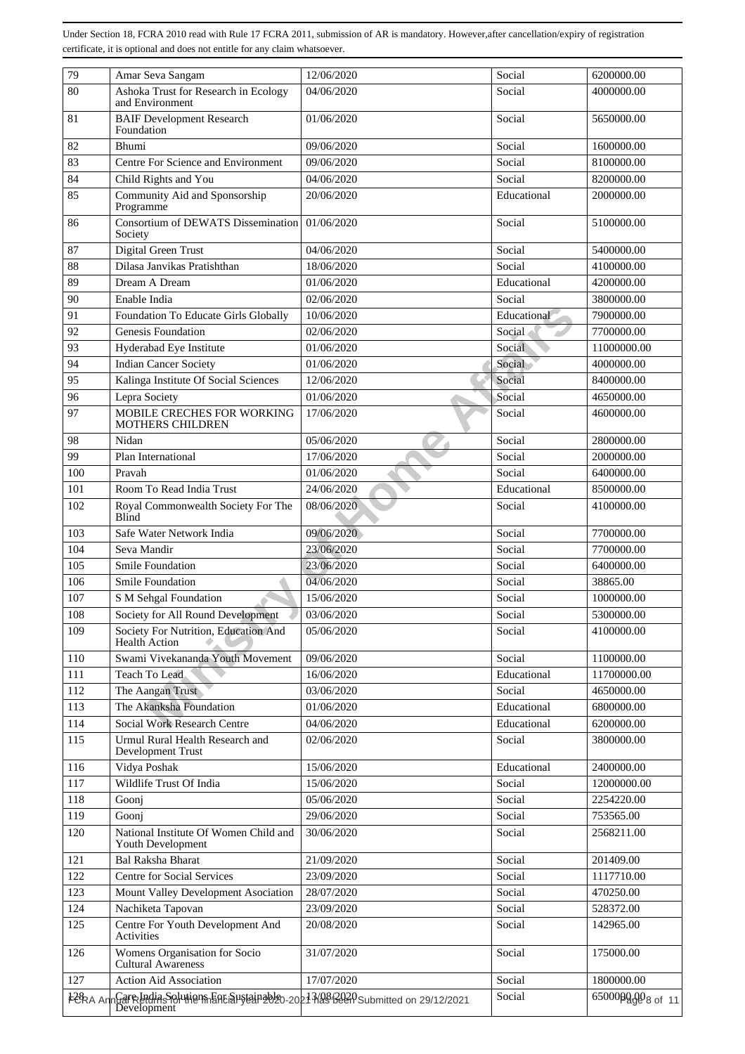Under Section 18, FCRA 2010 read with Rule 17 FCRA 2011, submission of AR is mandatory. However,after cancellation/expiry of registration certificate, it is optional and does not entitle for any claim whatsoever.

| | | | | |
|---|---|---|---|---|
| 79 | Amar Seva Sangam | 12/06/2020 | Social | 6200000.00 |
| 80 | Ashoka Trust for Research in Ecology and Environment | 04/06/2020 | Social | 4000000.00 |
| 81 | BAIF Development Research Foundation | 01/06/2020 | Social | 5650000.00 |
| 82 | Bhumi | 09/06/2020 | Social | 1600000.00 |
| 83 | Centre For Science and Environment | 09/06/2020 | Social | 8100000.00 |
| 84 | Child Rights and You | 04/06/2020 | Social | 8200000.00 |
| 85 | Community Aid and Sponsorship Programme | 20/06/2020 | Educational | 2000000.00 |
| 86 | Consortium of DEWATS Dissemination Society | 01/06/2020 | Social | 5100000.00 |
| 87 | Digital Green Trust | 04/06/2020 | Social | 5400000.00 |
| 88 | Dilasa Janvikas Pratishthan | 18/06/2020 | Social | 4100000.00 |
| 89 | Dream A Dream | 01/06/2020 | Educational | 4200000.00 |
| 90 | Enable India | 02/06/2020 | Social | 3800000.00 |
| 91 | Foundation To Educate Girls Globally | 10/06/2020 | Educational | 7900000.00 |
| 92 | Genesis Foundation | 02/06/2020 | Social | 7700000.00 |
| 93 | Hyderabad Eye Institute | 01/06/2020 | Social | 11000000.00 |
| 94 | Indian Cancer Society | 01/06/2020 | Social | 4000000.00 |
| 95 | Kalinga Institute Of Social Sciences | 12/06/2020 | Social | 8400000.00 |
| 96 | Lepra Society | 01/06/2020 | Social | 4650000.00 |
| 97 | MOBILE CRECHES FOR WORKING MOTHERS CHILDREN | 17/06/2020 | Social | 4600000.00 |
| 98 | Nidan | 05/06/2020 | Social | 2800000.00 |
| 99 | Plan International | 17/06/2020 | Social | 2000000.00 |
| 100 | Pravah | 01/06/2020 | Social | 6400000.00 |
| 101 | Room To Read India Trust | 24/06/2020 | Educational | 8500000.00 |
| 102 | Royal Commonwealth Society For The Blind | 08/06/2020 | Social | 4100000.00 |
| 103 | Safe Water Network India | 09/06/2020 | Social | 7700000.00 |
| 104 | Seva Mandir | 23/06/2020 | Social | 7700000.00 |
| 105 | Smile Foundation | 23/06/2020 | Social | 6400000.00 |
| 106 | Smile Foundation | 04/06/2020 | Social | 38865.00 |
| 107 | S M Sehgal Foundation | 15/06/2020 | Social | 1000000.00 |
| 108 | Society for All Round Development | 03/06/2020 | Social | 5300000.00 |
| 109 | Society For Nutrition, Education And Health Action | 05/06/2020 | Social | 4100000.00 |
| 110 | Swami Vivekananda Youth Movement | 09/06/2020 | Social | 1100000.00 |
| 111 | Teach To Lead | 16/06/2020 | Educational | 11700000.00 |
| 112 | The Aangan Trust | 03/06/2020 | Social | 4650000.00 |
| 113 | The Akanksha Foundation | 01/06/2020 | Educational | 6800000.00 |
| 114 | Social Work Research Centre | 04/06/2020 | Educational | 6200000.00 |
| 115 | Urmul Rural Health Research and Development Trust | 02/06/2020 | Social | 3800000.00 |
| 116 | Vidya Poshak | 15/06/2020 | Educational | 2400000.00 |
| 117 | Wildlife Trust Of India | 15/06/2020 | Social | 12000000.00 |
| 118 | Goonj | 05/06/2020 | Social | 2254220.00 |
| 119 | Goonj | 29/06/2020 | Social | 753565.00 |
| 120 | National Institute Of Women Child and Youth Development | 30/06/2020 | Social | 2568211.00 |
| 121 | Bal Raksha Bharat | 21/09/2020 | Social | 201409.00 |
| 122 | Centre for Social Services | 23/09/2020 | Social | 1117710.00 |
| 123 | Mount Valley Development Asociation | 28/07/2020 | Social | 470250.00 |
| 124 | Nachiketa Tapovan | 23/09/2020 | Social | 528372.00 |
| 125 | Centre For Youth Development And Activities | 20/08/2020 | Social | 142965.00 |
| 126 | Womens Organisation for Socio Cultural Awareness | 31/07/2020 | Social | 175000.00 |
| 127 | Action Aid Association | 17/07/2020 | Social | 1800000.00 |
| 128 | Care India Solutions For Sustainable Development | 13/08/2020 | Social | 6500000.00 |

FCRA Annual Returns for the financial year 2020-2021 has been submitted on 29/12/2021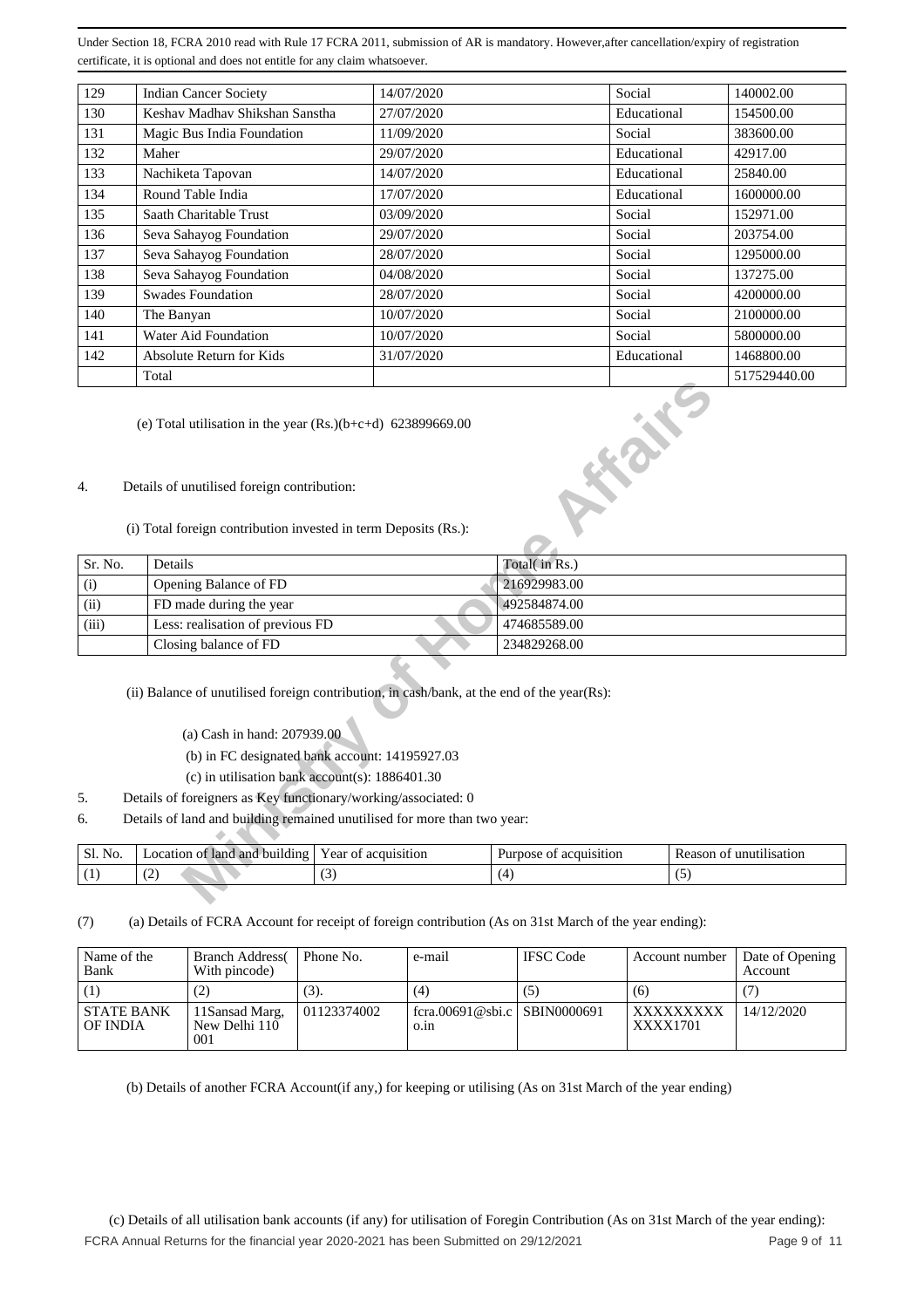Under Section 18, FCRA 2010 read with Rule 17 FCRA 2011, submission of AR is mandatory. However,after cancellation/expiry of registration certificate, it is optional and does not entitle for any claim whatsoever.

| 129 | Indian Cancer Society | 14/07/2020 | Social | 140002.00 |
|---|---|---|---|---|
| 130 | Keshav Madhav Shikshan Sanstha | 27/07/2020 | Educational | 154500.00 |
| 131 | Magic Bus India Foundation | 11/09/2020 | Social | 383600.00 |
| 132 | Maher | 29/07/2020 | Educational | 42917.00 |
| 133 | Nachiketa Tapovan | 14/07/2020 | Educational | 25840.00 |
| 134 | Round Table India | 17/07/2020 | Educational | 1600000.00 |
| 135 | Saath Charitable Trust | 03/09/2020 | Social | 152971.00 |
| 136 | Seva Sahayog Foundation | 29/07/2020 | Social | 203754.00 |
| 137 | Seva Sahayog Foundation | 28/07/2020 | Social | 1295000.00 |
| 138 | Seva Sahayog Foundation | 04/08/2020 | Social | 137275.00 |
| 139 | Swades Foundation | 28/07/2020 | Social | 4200000.00 |
| 140 | The Banyan | 10/07/2020 | Social | 2100000.00 |
| 141 | Water Aid Foundation | 10/07/2020 | Social | 5800000.00 |
| 142 | Absolute Return for Kids | 31/07/2020 | Educational | 1468800.00 |
| | Total | | | 517529440.00 |

(e) Total utilisation in the year (Rs.)(b+c+d) 623899669.00

4. Details of unutilised foreign contribution:

(i) Total foreign contribution invested in term Deposits (Rs.):

| Sr. No. | Details | Total( in Rs.) |
|---|---|---|
| (i) | Opening Balance of FD | 216929983.00 |
| (ii) | FD made during the year | 492584874.00 |
| (iii) | Less: realisation of previous FD | 474685589.00 |
| | Closing balance of FD | 234829268.00 |

(ii) Balance of unutilised foreign contribution, in cash/bank, at the end of the year(Rs):

(a) Cash in hand: 207939.00

(b) in FC designated bank account: 14195927.03

(c) in utilisation bank account(s): 1886401.30

5. Details of foreigners as Key functionary/working/associated: 0

6. Details of land and building remained unutilised for more than two year:

| Sl. No. | Location of land and building | Year of acquisition | Purpose of acquisition | Reason of unutilisation |
|---|---|---|---|---|
| (1) | (2) | (3) | (4) | (5) |

(7) (a) Details of FCRA Account for receipt of foreign contribution (As on 31st March of the year ending):

| Name of the Bank | Branch Address( With pincode) | Phone No. | e-mail | IFSC Code | Account number | Date of Opening Account |
|---|---|---|---|---|---|---|
| (1) | (2) | (3). | (4) | (5) | (6) | (7) |
| STATE BANK OF INDIA | 11Sansad Marg, New Delhi 110 001 | 01123374002 | fcra.00691@sbi.co.in | SBIN0000691 | XXXXXXXXXXXXX1701 | 14/12/2020 |

(b) Details of another FCRA Account(if any,) for keeping or utilising (As on 31st March of the year ending)

(c) Details of all utilisation bank accounts (if any) for utilisation of Foregin Contribution (As on 31st March of the year ending):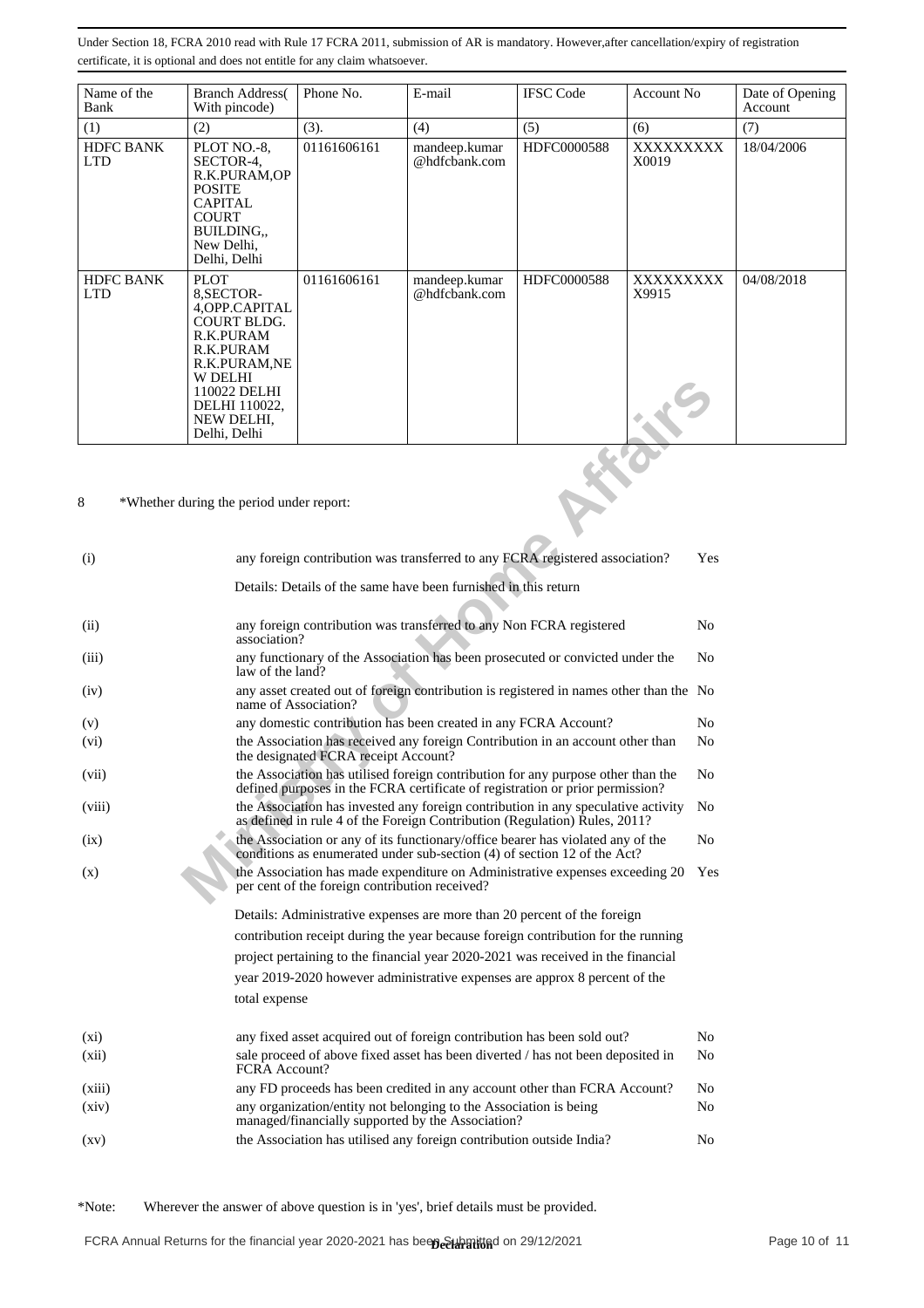Under Section 18, FCRA 2010 read with Rule 17 FCRA 2011, submission of AR is mandatory. However,after cancellation/expiry of registration certificate, it is optional and does not entitle for any claim whatsoever.

| Name of the Bank | Branch Address( With pincode) | Phone No. | E-mail | IFSC Code | Account No | Date of Opening Account |
|---|---|---|---|---|---|---|
| (1) | (2) | (3). | (4) | (5) | (6) | (7) |
| HDFC BANK LTD | PLOT NO.-8, SECTOR-4, R.K.PURAM,OPPOSITE CAPITAL COURT BUILDING,, New Delhi, Delhi, Delhi | 01161606161 | mandeep.kumar@hdfcbank.com | HDFC0000588 | XXXXXXXXX0019 | 18/04/2006 |
| HDFC BANK LTD | PLOT 8,SECTOR-4,OPP.CAPITAL COURT BLDG. R.K.PURAM R.K.PURAM R.K.PURAM,NEW DELHI 110022 DELHI DELHI 110022, NEW DELHI, Delhi, Delhi | 01161606161 | mandeep.kumar@hdfcbank.com | HDFC0000588 | XXXXXXXXX9915 | 04/08/2018 |

8 *Whether during the period under report:

| | | |
|---|---|---|
| (i) | any foreign contribution was transferred to any FCRA registered association?<br>Details: Details of the same have been furnished in this return | Yes |
| (ii) | any foreign contribution was transferred to any Non FCRA registered association? | No |
| (iii) | any functionary of the Association has been prosecuted or convicted under the law of the land? | No |
| (iv) | any asset created out of foreign contribution is registered in names other than the name of Association? | No |
| (v) | any domestic contribution has been created in any FCRA Account? | No |
| (vi) | the Association has received any foreign Contribution in an account other than the designated FCRA receipt Account? | No |
| (vii) | the Association has utilised foreign contribution for any purpose other than the defined purposes in the FCRA certificate of registration or prior permission? | No |
| (viii) | the Association has invested any foreign contribution in any speculative activity as defined in rule 4 of the Foreign Contribution (Regulation) Rules, 2011? | No |
| (ix) | the Association or any of its functionary/office bearer has violated any of the conditions as enumerated under sub-section (4) of section 12 of the Act? | No |
| (x) | the Association has made expenditure on Administrative expenses exceeding 20 per cent of the foreign contribution received?<br>Details: Administrative expenses are more than 20 percent of the foreign contribution receipt during the year because foreign contribution for the running project pertaining to the financial year 2020-2021 was received in the financial year 2019-2020 however administrative expenses are approx 8 percent of the total expense | Yes |
| (xi) | any fixed asset acquired out of foreign contribution has been sold out? | No |
| (xii) | sale proceed of above fixed asset has been diverted / has not been deposited in FCRA Account? | No |
| (xiii) | any FD proceeds has been credited in any account other than FCRA Account? | No |
| (xiv) | any organization/entity not belonging to the Association is being managed/financially supported by the Association? | No |
| (xv) | the Association has utilised any foreign contribution outside India? | No |

*Note: Wherever the answer of above question is in 'yes', brief details must be provided.

**Declaration**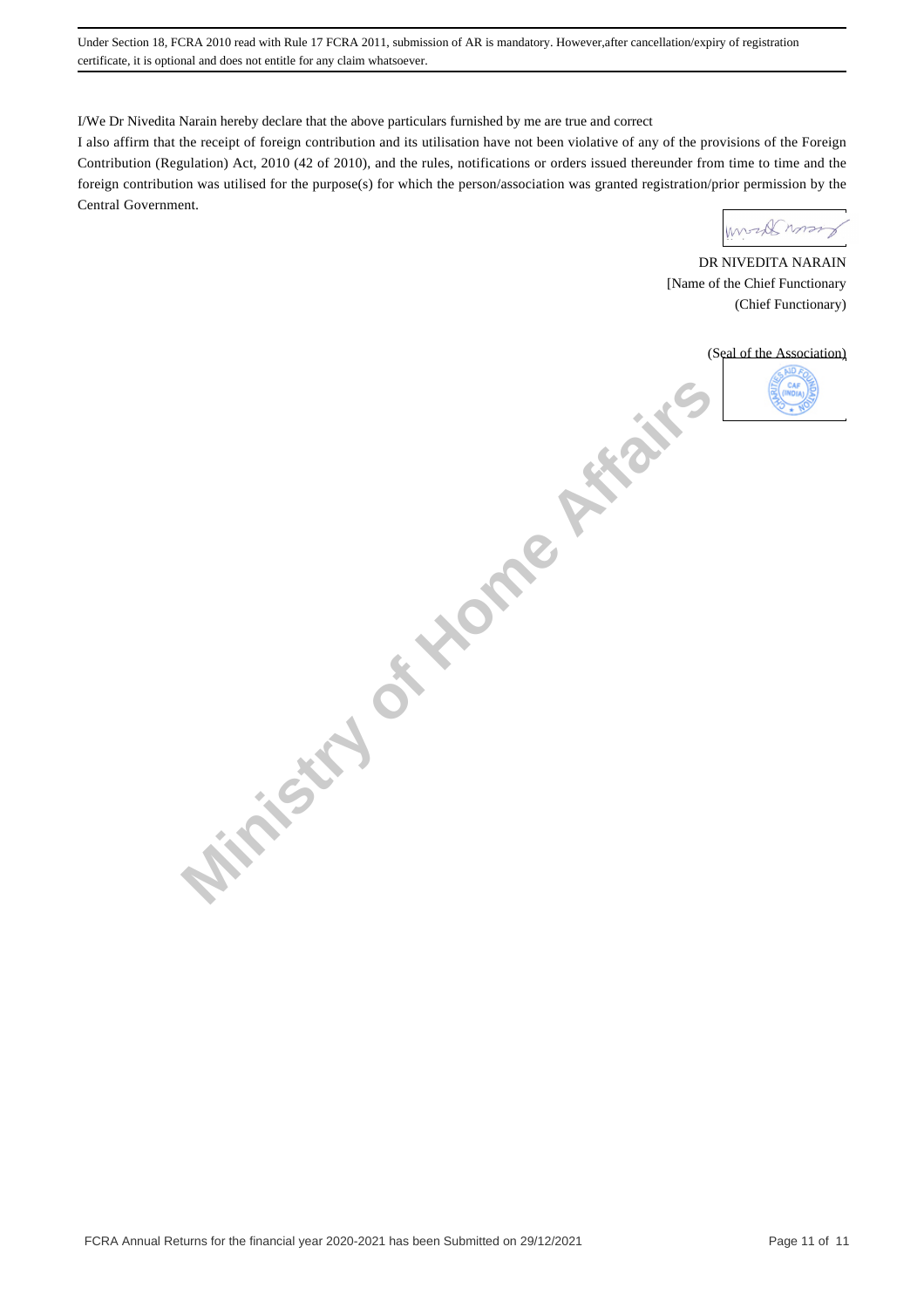Under Section 18, FCRA 2010 read with Rule 17 FCRA 2011, submission of AR is mandatory. However,after cancellation/expiry of registration certificate, it is optional and does not entitle for any claim whatsoever.

I/We Dr Nivedita Narain hereby declare that the above particulars furnished by me are true and correct

I also affirm that the receipt of foreign contribution and its utilisation have not been violative of any of the provisions of the Foreign Contribution (Regulation) Act, 2010 (42 of 2010), and the rules, notifications or orders issued thereunder from time to time and the foreign contribution was utilised for the purpose(s) for which the person/association was granted registration/prior permission by the Central Government.

DR NIVEDITA NARAIN
[Name of the Chief Functionary
(Chief Functionary)

(Seal of the Association)

FCRA Annual Returns for the financial year 2020-2021 has been Submitted on 29/12/2021